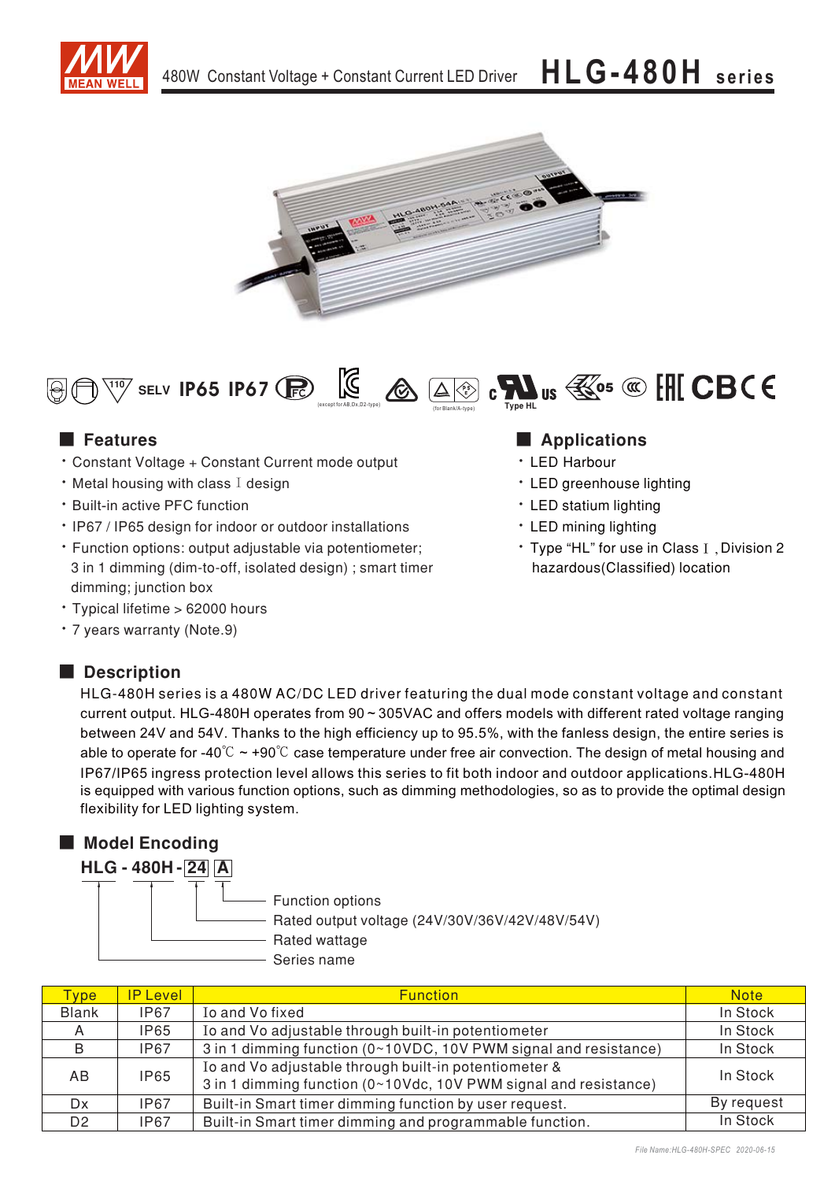# 480W Constant Voltage + Constant Current LED Driver HLG-480H series

SELV IP65 IP67

(except for AB,Dx,D2-type) (for Blank/A-type) Type HL

## Features

- Constant Voltage + Constant Current mode output
- Metal housing with class I design
- Built-in active PFC function
- IP67 / IP65 design for indoor or outdoor installations
- Function options: output adjustable via potentiometer; 3 in 1 dimming (dim-to-off, isolated design) ; smart timer dimming; junction box
- Typical lifetime > 62000 hours
- 7 years warranty (Note.9)

## Applications

- LED Harbour
- LED greenhouse lighting
- LED statium lighting
- LED mining lighting
- Type "HL" for use in Class I , Division 2 hazardous(Classified) location

## Description

HLG-480H series is a 480W AC/DC LED driver featuring the dual mode constant voltage and constant current output. HLG-480H operates from 90 ~ 305VAC and offers models with different rated voltage ranging between 24V and 54V. Thanks to the high efficiency up to 95.5%, with the fanless design, the entire series is able to operate for -40℃ ~ +90℃ case temperature under free air convection. The design of metal housing and IP67/IP65 ingress protection level allows this series to fit both indoor and outdoor applications.HLG-480H is equipped with various function options, such as dimming methodologies, so as to provide the optimal design flexibility for LED lighting system.

## Model Encoding

**HLG - 480H - 24 A**

- A: Function options
- 24: Rated output voltage (24V/30V/36V/42V/48V/54V)
- 480H: Rated wattage
- HLG: Series name

| Type | IP Level | Function | Note |
|---|---|---|---|
| Blank | IP67 | Io and Vo fixed | In Stock |
| A | IP65 | Io and Vo adjustable through built-in potentiometer | In Stock |
| B | IP67 | 3 in 1 dimming function (0~10VDC, 10V PWM signal and resistance) | In Stock |
| AB | IP65 | Io and Vo adjustable through built-in potentiometer & 3 in 1 dimming function (0~10Vdc, 10V PWM signal and resistance) | In Stock |
| Dx | IP67 | Built-in Smart timer dimming function by user request. | By request |
| D2 | IP67 | Built-in Smart timer dimming and programmable function. | In Stock |

File Name:HLG-480H-SPEC 2020-06-15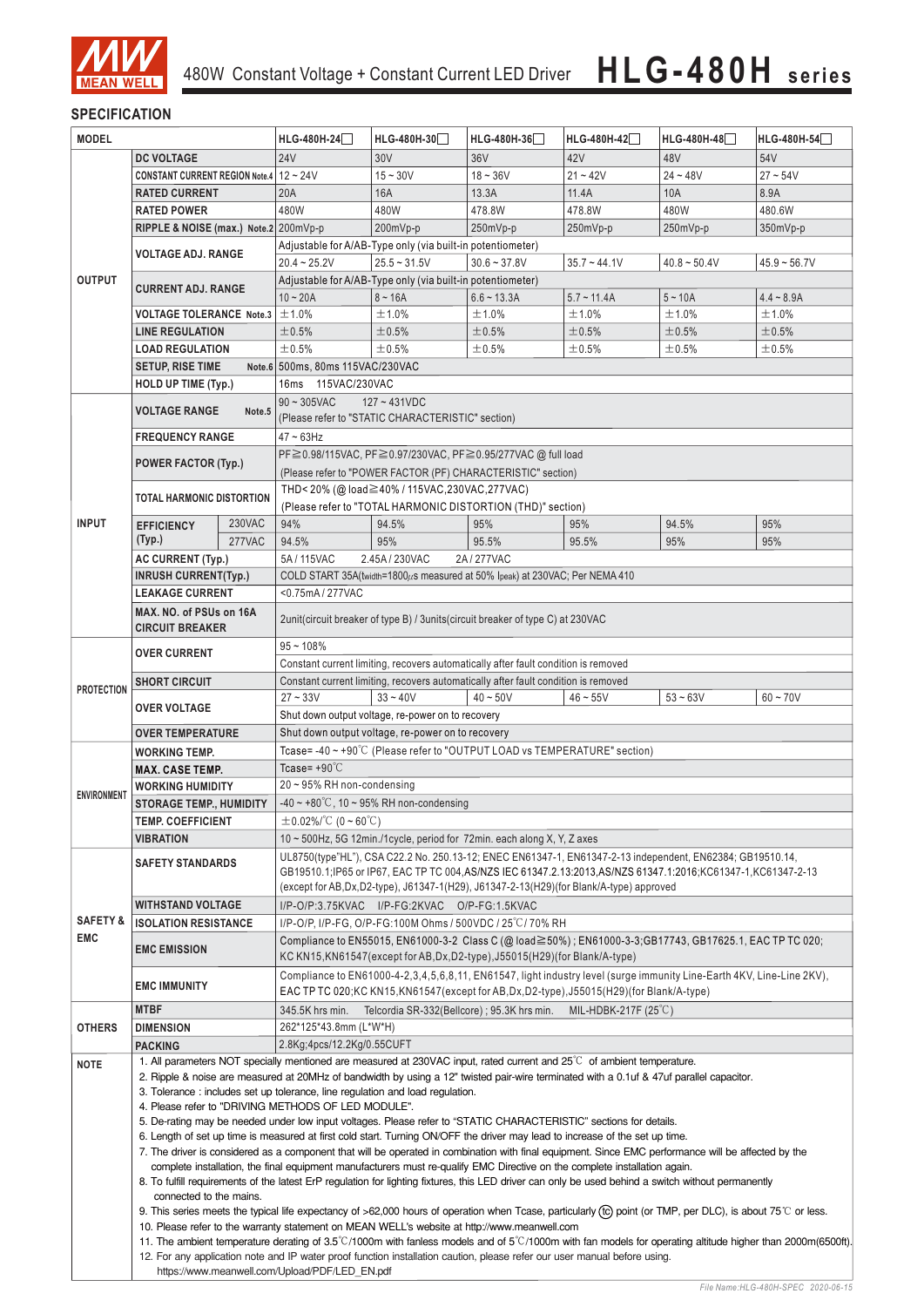# 480W Constant Voltage + Constant Current LED Driver HLG-480H series

## SPECIFICATION

| MODEL | | HLG-480H-24☐ | HLG-480H-30☐ | HLG-480H-36☐ | HLG-480H-42☐ | HLG-480H-48☐ | HLG-480H-54☐ |
|---|---|---|---|---|---|---|---|
| OUTPUT | DC VOLTAGE | 24V | 30V | 36V | 42V | 48V | 54V |
| | CONSTANT CURRENT REGION Note.4 | 12 ~ 24V | 15 ~ 30V | 18 ~ 36V | 21 ~ 42V | 24 ~ 48V | 27 ~ 54V |
| | RATED CURRENT | 20A | 16A | 13.3A | 11.4A | 10A | 8.9A |
| | RATED POWER | 480W | 480W | 478.8W | 478.8W | 480W | 480.6W |
| | RIPPLE & NOISE (max.) Note.2 | 200mVp-p | 200mVp-p | 250mVp-p | 250mVp-p | 250mVp-p | 350mVp-p |
| | VOLTAGE ADJ. RANGE | Adjustable for A/AB-Type only (via built-in potentiometer) | | | | | |
| | | 20.4 ~ 25.2V | 25.5 ~ 31.5V | 30.6 ~ 37.8V | 35.7 ~ 44.1V | 40.8 ~ 50.4V | 45.9 ~ 56.7V |
| | CURRENT ADJ. RANGE | Adjustable for A/AB-Type only (via built-in potentiometer) | | | | | |
| | | 10 ~ 20A | 8 ~ 16A | 6.6 ~ 13.3A | 5.7 ~ 11.4A | 5 ~ 10A | 4.4 ~ 8.9A |
| | VOLTAGE TOLERANCE Note.3 | ±1.0% | ±1.0% | ±1.0% | ±1.0% | ±1.0% | ±1.0% |
| | LINE REGULATION | ±0.5% | ±0.5% | ±0.5% | ±0.5% | ±0.5% | ±0.5% |
| | LOAD REGULATION | ±0.5% | ±0.5% | ±0.5% | ±0.5% | ±0.5% | ±0.5% |
| | SETUP, RISE TIME Note.6 | 500ms, 80ms 115VAC/230VAC | | | | | |
| | HOLD UP TIME (Typ.) | 16ms 115VAC/230VAC | | | | | |
| INPUT | VOLTAGE RANGE Note.5 | 90 ~ 305VAC 127 ~ 431VDC (Please refer to "STATIC CHARACTERISTIC" section) | | | | | |
| | FREQUENCY RANGE | 47 ~ 63Hz | | | | | |
| | POWER FACTOR (Typ.) | PF≧0.98/115VAC, PF≧0.97/230VAC, PF≧0.95/277VAC @ full load (Please refer to "POWER FACTOR (PF) CHARACTERISTIC" section) | | | | | |
| | TOTAL HARMONIC DISTORTION | THD< 20% (@ load≧40% / 115VAC,230VAC,277VAC) (Please refer to "TOTAL HARMONIC DISTORTION (THD)" section) | | | | | |
| | EFFICIENCY (Typ.) 230VAC | 94% | 94.5% | 95% | 95% | 94.5% | 95% |
| | EFFICIENCY (Typ.) 277VAC | 94.5% | 95% | 95.5% | 95.5% | 95% | 95% |
| | AC CURRENT (Typ.) | 5A / 115VAC 2.45A / 230VAC 2A / 277VAC | | | | | |
| | INRUSH CURRENT(Typ.) | COLD START 35A(twidth=1800μs measured at 50% Ipeak) at 230VAC; Per NEMA 410 | | | | | |
| | LEAKAGE CURRENT | <0.75mA / 277VAC | | | | | |
| | MAX. NO. of PSUs on 16A CIRCUIT BREAKER | 2unit(circuit breaker of type B) / 3units(circuit breaker of type C) at 230VAC | | | | | |
| PROTECTION | OVER CURRENT | 95 ~ 108% | | | | | |
| | | Constant current limiting, recovers automatically after fault condition is removed | | | | | |
| | SHORT CIRCUIT | Constant current limiting, recovers automatically after fault condition is removed | | | | | |
| | OVER VOLTAGE | 27 ~ 33V | 33 ~ 40V | 40 ~ 50V | 46 ~ 55V | 53 ~ 63V | 60 ~ 70V |
| | | Shut down output voltage, re-power on to recovery | | | | | |
| | OVER TEMPERATURE | Shut down output voltage, re-power on to recovery | | | | | |
| ENVIRONMENT | WORKING TEMP. | Tcase= -40 ~ +90℃ (Please refer to "OUTPUT LOAD vs TEMPERATURE" section) | | | | | |
| | MAX. CASE TEMP. | Tcase= +90℃ | | | | | |
| | WORKING HUMIDITY | 20 ~ 95% RH non-condensing | | | | | |
| | STORAGE TEMP., HUMIDITY | -40 ~ +80℃, 10 ~ 95% RH non-condensing | | | | | |
| | TEMP. COEFFICIENT | ±0.02%/℃ (0 ~ 60℃) | | | | | |
| | VIBRATION | 10 ~ 500Hz, 5G 12min./1cycle, period for 72min. each along X, Y, Z axes | | | | | |
| SAFETY & EMC | SAFETY STANDARDS | UL8750(type"HL"), CSA C22.2 No. 250.13-12; ENEC EN61347-1, EN61347-2-13 independent, EN62384; GB19510.14, GB19510.1;IP65 or IP67, EAC TP TC 004,AS/NZS IEC 61347.2.13:2013,AS/NZS 61347.1:2016;KC61347-1,KC61347-2-13 (except for AB,Dx,D2-type), J61347-1(H29), J61347-2-13(H29)(for Blank/A-type) approved | | | | | |
| | WITHSTAND VOLTAGE | I/P-O/P:3.75KVAC I/P-FG:2KVAC O/P-FG:1.5KVAC | | | | | |
| | ISOLATION RESISTANCE | I/P-O/P, I/P-FG, O/P-FG:100M Ohms / 500VDC / 25℃/ 70% RH | | | | | |
| | EMC EMISSION | Compliance to EN55015, EN61000-3-2 Class C (@ load≧50%) ; EN61000-3-3;GB17743, GB17625.1, EAC TP TC 020; KC KN15,KN61547(except for AB,Dx,D2-type),J55015(H29)(for Blank/A-type) | | | | | |
| | EMC IMMUNITY | Compliance to EN61000-4-2,3,4,5,6,8,11, EN61547, light industry level (surge immunity Line-Earth 4KV, Line-Line 2KV), EAC TP TC 020;KC KN15,KN61547(except for AB,Dx,D2-type),J55015(H29)(for Blank/A-type) | | | | | |
| OTHERS | MTBF | 345.5K hrs min. Telcordia SR-332(Bellcore) ; 95.3K hrs min. MIL-HDBK-217F (25℃) | | | | | |
| | DIMENSION | 262*125*43.8mm (L*W*H) | | | | | |
| | PACKING | 2.8Kg;4pcs/12.2Kg/0.55CUFT | | | | | |

**NOTE**

1. All parameters NOT specially mentioned are measured at 230VAC input, rated current and 25℃ of ambient temperature.
2. Ripple & noise are measured at 20MHz of bandwidth by using a 12" twisted pair-wire terminated with a 0.1uf & 47uf parallel capacitor.
3. Tolerance : includes set up tolerance, line regulation and load regulation.
4. Please refer to "DRIVING METHODS OF LED MODULE".
5. De-rating may be needed under low input voltages. Please refer to "STATIC CHARACTERISTIC" sections for details.
6. Length of set up time is measured at first cold start. Turning ON/OFF the driver may lead to increase of the set up time.
7. The driver is considered as a component that will be operated in combination with final equipment. Since EMC performance will be affected by the complete installation, the final equipment manufacturers must re-qualify EMC Directive on the complete installation again.
8. To fulfill requirements of the latest ErP regulation for lighting fixtures, this LED driver can only be used behind a switch without permanently connected to the mains.
9. This series meets the typical life expectancy of >62,000 hours of operation when Tcase, particularly (tc) point (or TMP, per DLC), is about 75℃ or less.
10. Please refer to the warranty statement on MEAN WELL's website at http://www.meanwell.com
11. The ambient temperature derating of 3.5℃/1000m with fanless models and of 5℃/1000m with fan models for operating altitude higher than 2000m(6500ft).
12. For any application note and IP water proof function installation caution, please refer our user manual before using. https://www.meanwell.com/Upload/PDF/LED_EN.pdf

File Name:HLG-480H-SPEC 2020-06-15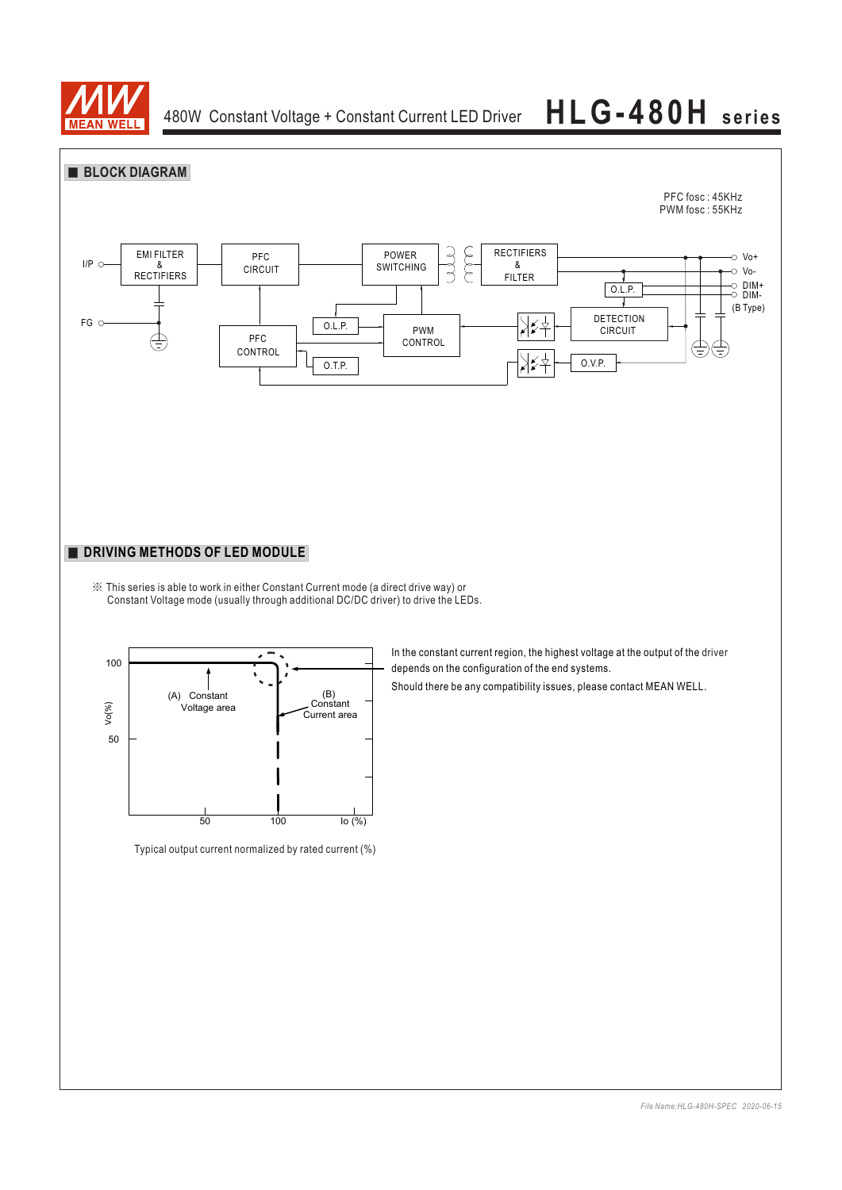## ■ BLOCK DIAGRAM

PFC fosc : 45KHz
PWM fosc : 55KHz

I/P, FG, EMI FILTER & RECTIFIERS, PFC CIRCUIT, POWER SWITCHING, RECTIFIERS & FILTER, PFC CONTROL, O.L.P., PWM CONTROL, O.T.P., O.L.P., DETECTION CIRCUIT, O.V.P., Vo+, Vo-, DIM+, DIM- (B Type)

## ■ DRIVING METHODS OF LED MODULE

※ This series is able to work in either Constant Current mode (a direct drive way) or Constant Voltage mode (usually through additional DC/DC driver) to drive the LEDs.

Vo(%): 100, 50
(A) Constant Voltage area
(B) Constant Current area
Io (%): 50, 100

Typical output current normalized by rated current (%)

In the constant current region, the highest voltage at the output of the driver depends on the configuration of the end systems.

Should there be any compatibility issues, please contact MEAN WELL.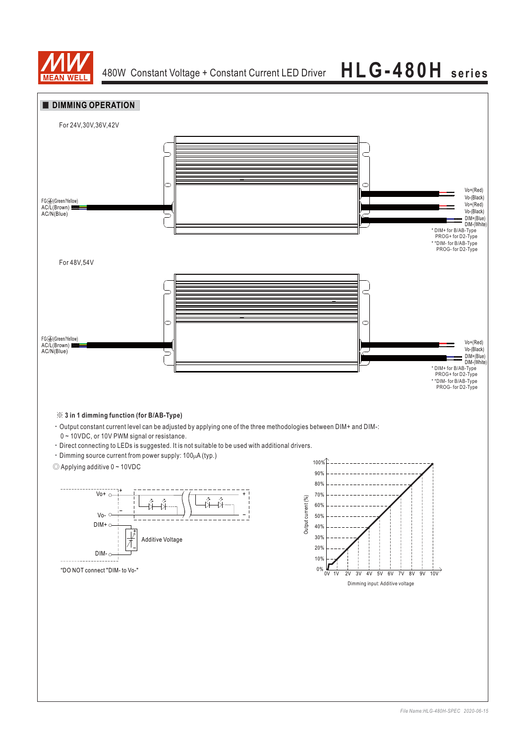## DIMMING OPERATION

For 24V,30V,36V,42V

FG⏚(Green/Yellow)
AC/L(Brown)
AC/N(Blue)

Vo+(Red)
Vo-(Black)
Vo+(Red)
Vo-(Black)
DIM+(Blue)
DIM-(White)

\* DIM+ for B/AB-Type
PROG+ for D2-Type
\* \*DIM- for B/AB-Type
PROG- for D2-Type

For 48V,54V

FG⏚(Green/Yellow)
AC/L(Brown)
AC/N(Blue)

Vo+(Red)
Vo-(Black)
DIM+(Blue)
DIM-(White)

\* DIM+ for B/AB-Type
PROG+ for D2-Type
\* \*DIM- for B/AB-Type
PROG- for D2-Type

※ **3 in 1 dimming function (for B/AB-Type)**

- Output constant current level can be adjusted by applying one of the three methodologies between DIM+ and DIM-: 0 ~ 10VDC, or 10V PWM signal or resistance.
- Direct connecting to LEDs is suggested. It is not suitable to be used with additional drivers.
- Dimming source current from power supply: 100μA (typ.)

◎ Applying additive 0 ~ 10VDC

Vo+ · Vo- · DIM+ · DIM- · Additive Voltage

"DO NOT connect "DIM- to Vo-"

Output current (%): 0% – 100%

Dimming input: Additive voltage: 0V – 10V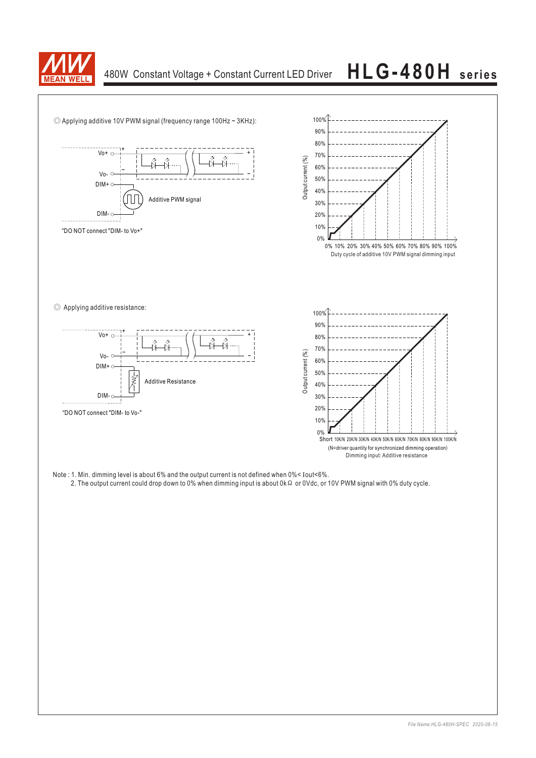◎ Applying additive 10V PWM signal (frequency range 100Hz ~ 3KHz):

Vo+ ○ +

Vo- ○ –

DIM+ ○

Additive PWM signal

DIM- ○

"DO NOT connect "DIM- to Vo+"

Output current (%)

100%, 90%, 80%, 70%, 60%, 50%, 40%, 30%, 20%, 10%, 0%

0% 10% 20% 30% 40% 50% 60% 70% 80% 90% 100%

Duty cycle of additive 10V PWM signal dimming input

◎ Applying additive resistance:

Vo+ ○ +

Vo- ○ –

DIM+ ○

Additive Resistance

DIM- ○

"DO NOT connect "DIM- to Vo-"

Output current (%)

100%, 90%, 80%, 70%, 60%, 50%, 40%, 30%, 20%, 10%, 0%

Short 10K/N 20K/N 30K/N 40K/N 50K/N 60K/N 70K/N 80K/N 90K/N 100K/N

(N=driver quantity for synchronized dimming operation)

Dimming input: Additive resistance

Note : 1. Min. dimming level is about 6% and the output current is not defined when 0%< Iout<6%.

2. The output current could drop down to 0% when dimming input is about 0kΩ or 0Vdc, or 10V PWM signal with 0% duty cycle.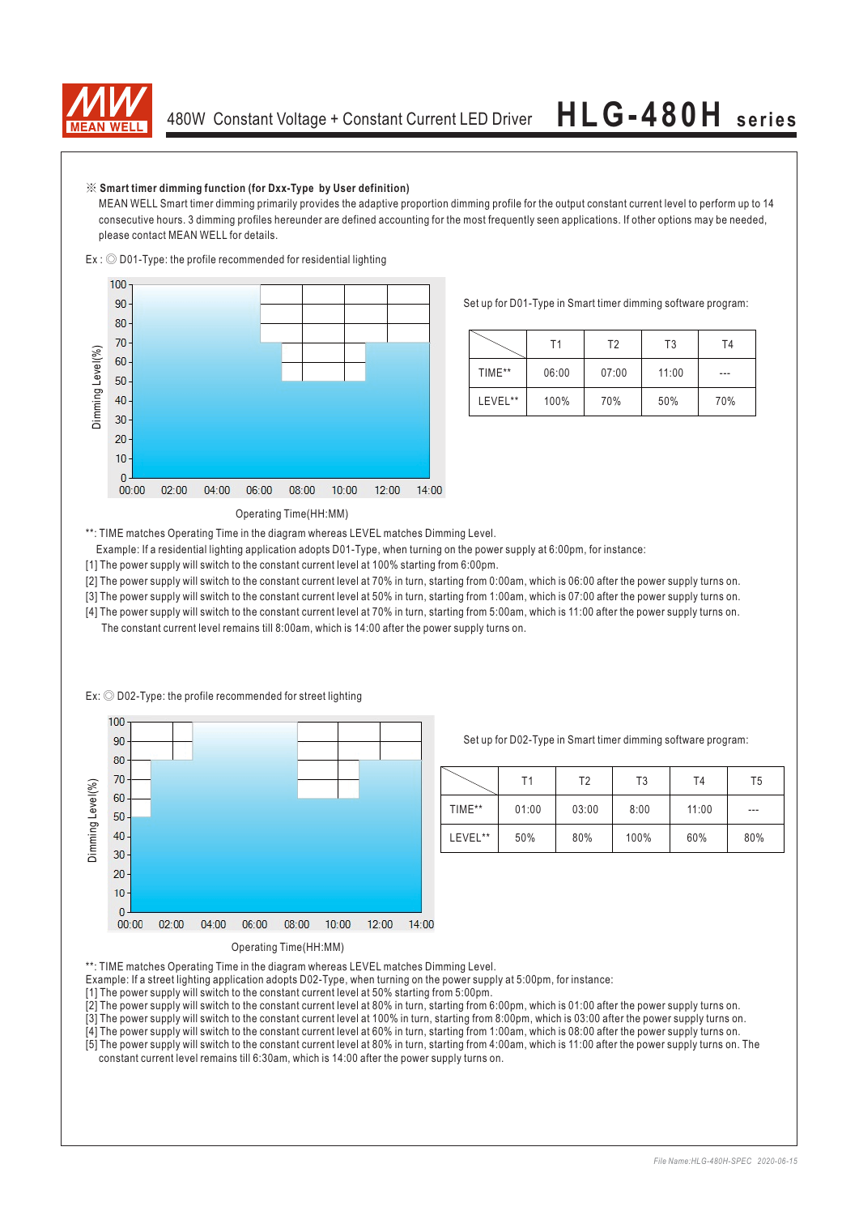※ **Smart timer dimming function (for Dxx-Type by User definition)**

MEAN WELL Smart timer dimming primarily provides the adaptive proportion dimming profile for the output constant current level to perform up to 14 consecutive hours. 3 dimming profiles hereunder are defined accounting for the most frequently seen applications. If other options may be needed, please contact MEAN WELL for details.

Ex : ◎ D01-Type: the profile recommended for residential lighting

Set up for D01-Type in Smart timer dimming software program:

| | T1 | T2 | T3 | T4 |
|---|---|---|---|---|
| TIME** | 06:00 | 07:00 | 11:00 | --- |
| LEVEL** | 100% | 70% | 50% | 70% |

Operating Time(HH:MM)

**: TIME matches Operating Time in the diagram whereas LEVEL matches Dimming Level.

Example: If a residential lighting application adopts D01-Type, when turning on the power supply at 6:00pm, for instance:

[1] The power supply will switch to the constant current level at 100% starting from 6:00pm.

[2] The power supply will switch to the constant current level at 70% in turn, starting from 0:00am, which is 06:00 after the power supply turns on.

[3] The power supply will switch to the constant current level at 50% in turn, starting from 1:00am, which is 07:00 after the power supply turns on.

[4] The power supply will switch to the constant current level at 70% in turn, starting from 5:00am, which is 11:00 after the power supply turns on. The constant current level remains till 8:00am, which is 14:00 after the power supply turns on.

Ex: ◎ D02-Type: the profile recommended for street lighting

Set up for D02-Type in Smart timer dimming software program:

| | T1 | T2 | T3 | T4 | T5 |
|---|---|---|---|---|---|
| TIME** | 01:00 | 03:00 | 8:00 | 11:00 | --- |
| LEVEL** | 50% | 80% | 100% | 60% | 80% |

Operating Time(HH:MM)

**: TIME matches Operating Time in the diagram whereas LEVEL matches Dimming Level.

Example: If a street lighting application adopts D02-Type, when turning on the power supply at 5:00pm, for instance:

[1] The power supply will switch to the constant current level at 50% starting from 5:00pm.

[2] The power supply will switch to the constant current level at 80% in turn, starting from 6:00pm, which is 01:00 after the power supply turns on.

[3] The power supply will switch to the constant current level at 100% in turn, starting from 8:00pm, which is 03:00 after the power supply turns on.

[4] The power supply will switch to the constant current level at 60% in turn, starting from 1:00am, which is 08:00 after the power supply turns on.

[5] The power supply will switch to the constant current level at 80% in turn, starting from 4:00am, which is 11:00 after the power supply turns on. The constant current level remains till 6:30am, which is 14:00 after the power supply turns on.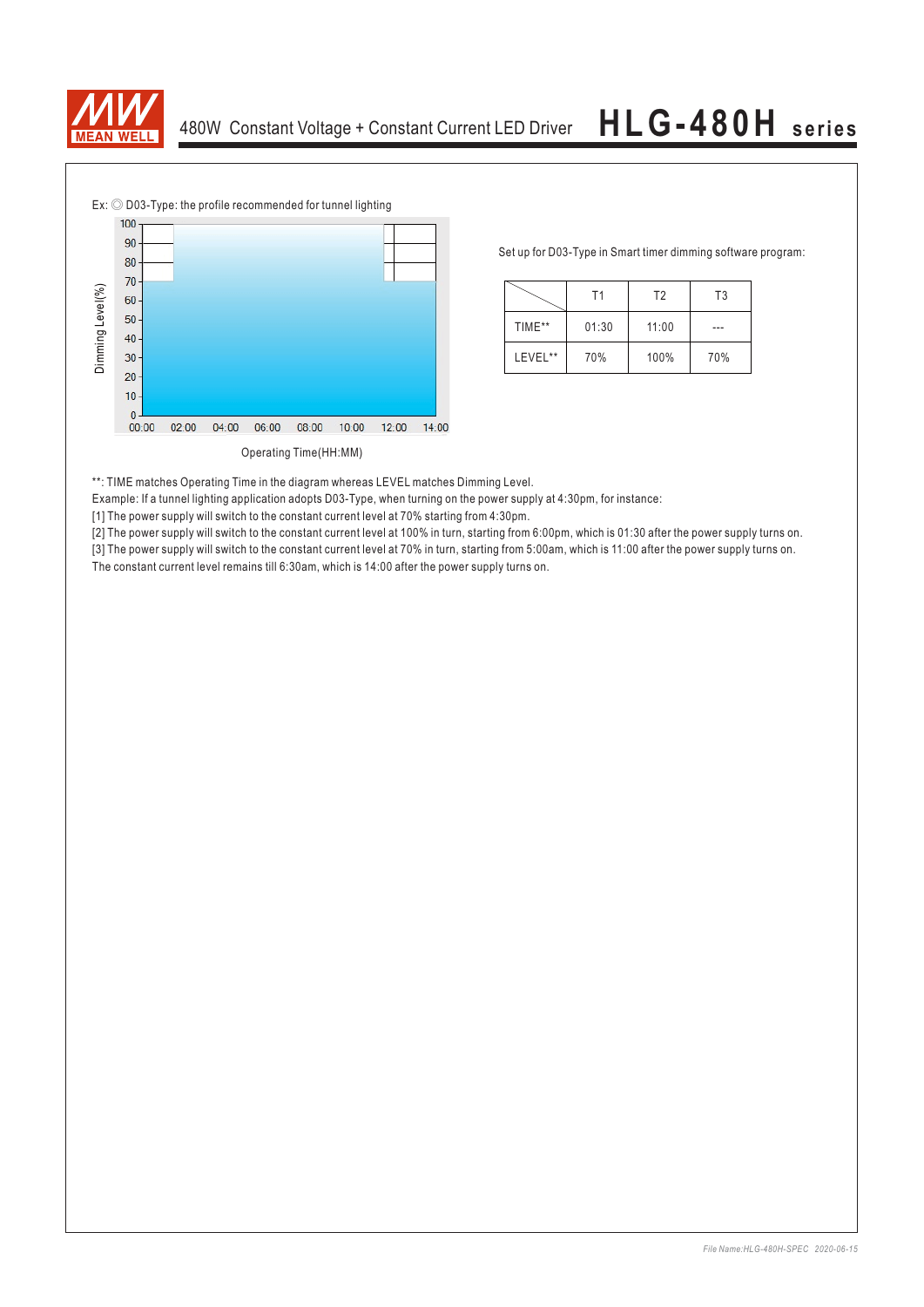Ex: ◎ D03-Type: the profile recommended for tunnel lighting

Set up for D03-Type in Smart timer dimming software program:

| | T1 | T2 | T3 |
|---|---|---|---|
| TIME** | 01:30 | 11:00 | --- |
| LEVEL** | 70% | 100% | 70% |

**: TIME matches Operating Time in the diagram whereas LEVEL matches Dimming Level.

Example: If a tunnel lighting application adopts D03-Type, when turning on the power supply at 4:30pm, for instance:

[1] The power supply will switch to the constant current level at 70% starting from 4:30pm.

[2] The power supply will switch to the constant current level at 100% in turn, starting from 6:00pm, which is 01:30 after the power supply turns on.

[3] The power supply will switch to the constant current level at 70% in turn, starting from 5:00am, which is 11:00 after the power supply turns on.

The constant current level remains till 6:30am, which is 14:00 after the power supply turns on.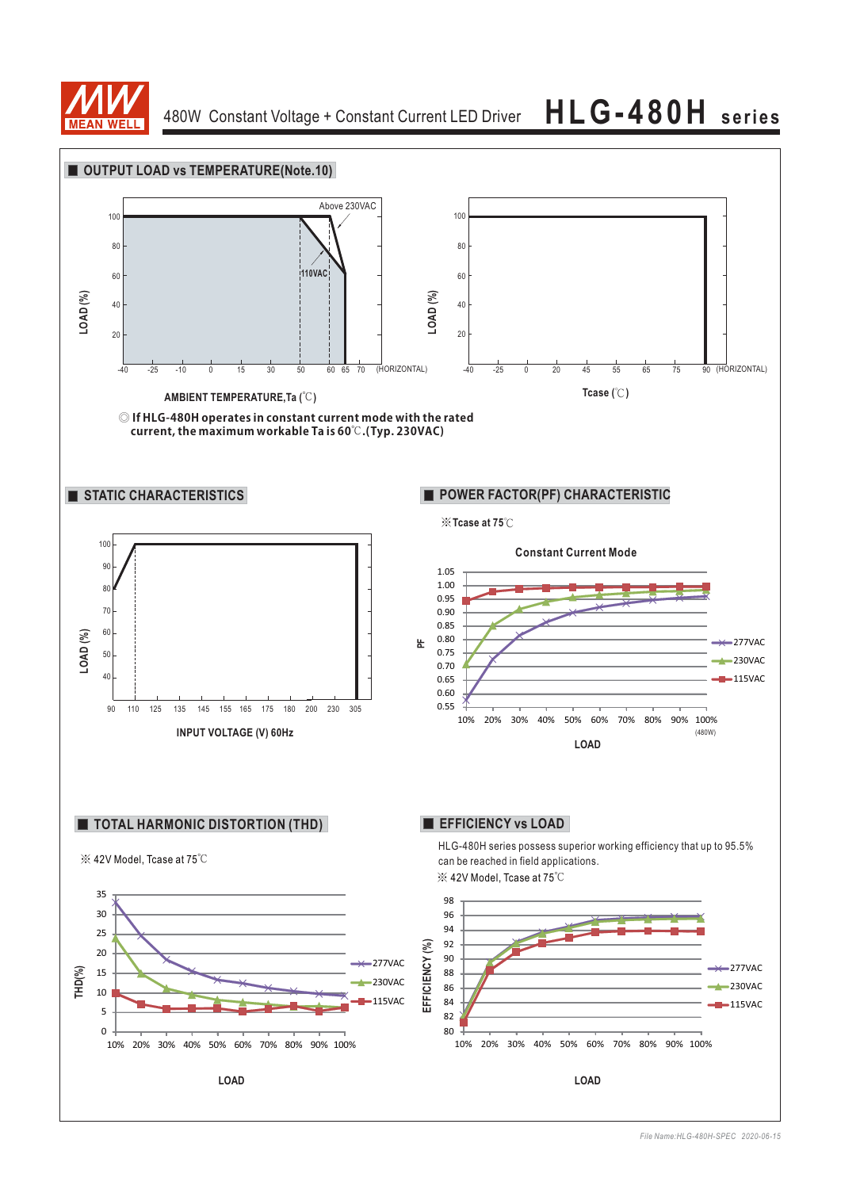## OUTPUT LOAD vs TEMPERATURE(Note.10)

AMBIENT TEMPERATURE,Ta (℃)

Tcase (℃)

◎ **If HLG-480H operates in constant current mode with the rated current, the maximum workable Ta is 60℃.(Typ. 230VAC)**

## STATIC CHARACTERISTICS

INPUT VOLTAGE (V) 60Hz

## POWER FACTOR(PF) CHARACTERISTIC

※Tcase at 75℃

**Constant Current Mode**

## TOTAL HARMONIC DISTORTION (THD)

※ 42V Model, Tcase at 75℃

## EFFICIENCY vs LOAD

HLG-480H series possess superior working efficiency that up to 95.5% can be reached in field applications.

※ 42V Model, Tcase at 75℃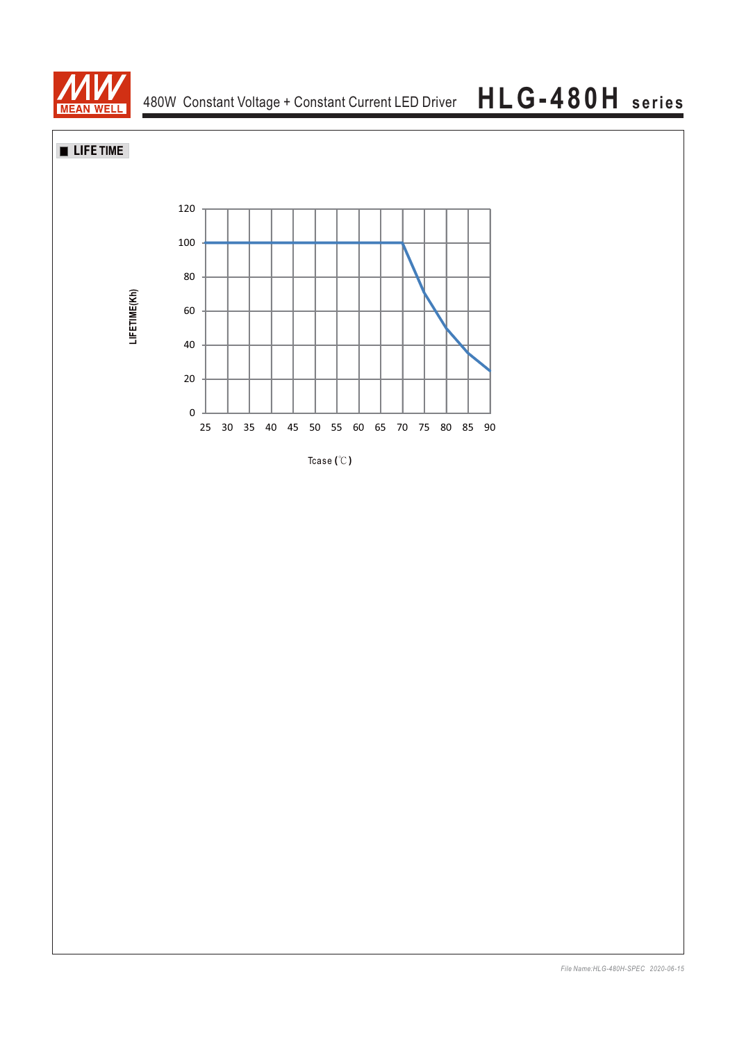## LIFE TIME

LIFETIME(Kh)

120
100
80
60
40
20
0

25 30 35 40 45 50 55 60 65 70 75 80 85 90

Tcase (℃)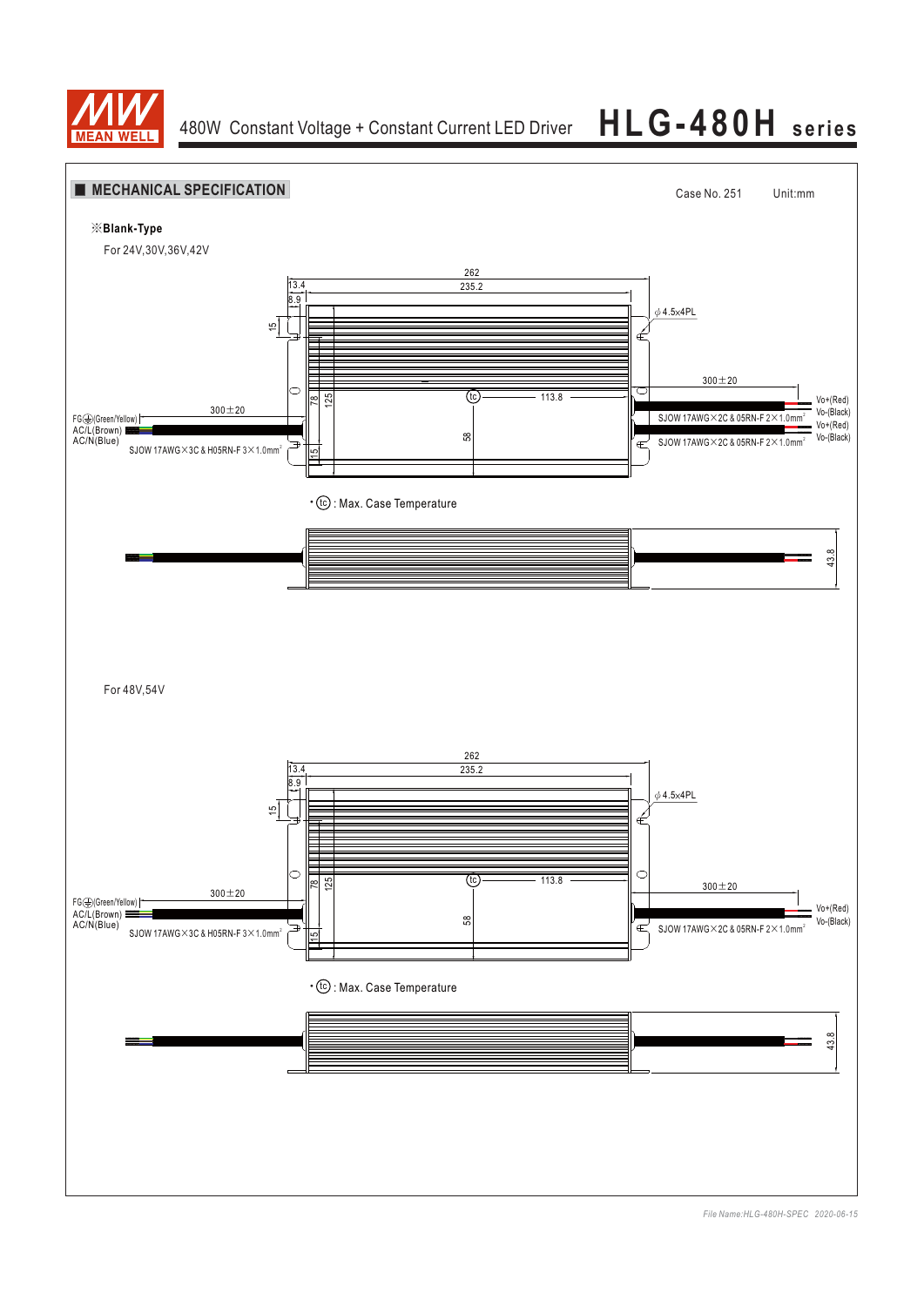## ■ MECHANICAL SPECIFICATION

Case No. 251 Unit:mm

※**Blank-Type**

For 24V,30V,36V,42V

262

235.2

13.4

8.9

15

$\phi$4.5x4PL

300±20

300±20

78

125

113.8

58

15

FG⏚(Green/Yellow)

AC/L(Brown)

AC/N(Blue)

SJOW 17AWG×3C & H05RN-F 3×1.0mm²

SJOW 17AWG×2C & 05RN-F 2×1.0mm²

SJOW 17AWG×2C & 05RN-F 2×1.0mm²

Vo+(Red)

Vo-(Black)

Vo+(Red)

Vo-(Black)

• (tc) : Max. Case Temperature

43.8

For 48V,54V

262

235.2

13.4

8.9

15

$\phi$4.5x4PL

300±20

300±20

78

125

113.8

58

15

FG⏚(Green/Yellow)

AC/L(Brown)

AC/N(Blue)

SJOW 17AWG×3C & H05RN-F 3×1.0mm²

SJOW 17AWG×2C & 05RN-F 2×1.0mm²

Vo+(Red)

Vo-(Black)

• (tc) : Max. Case Temperature

43.8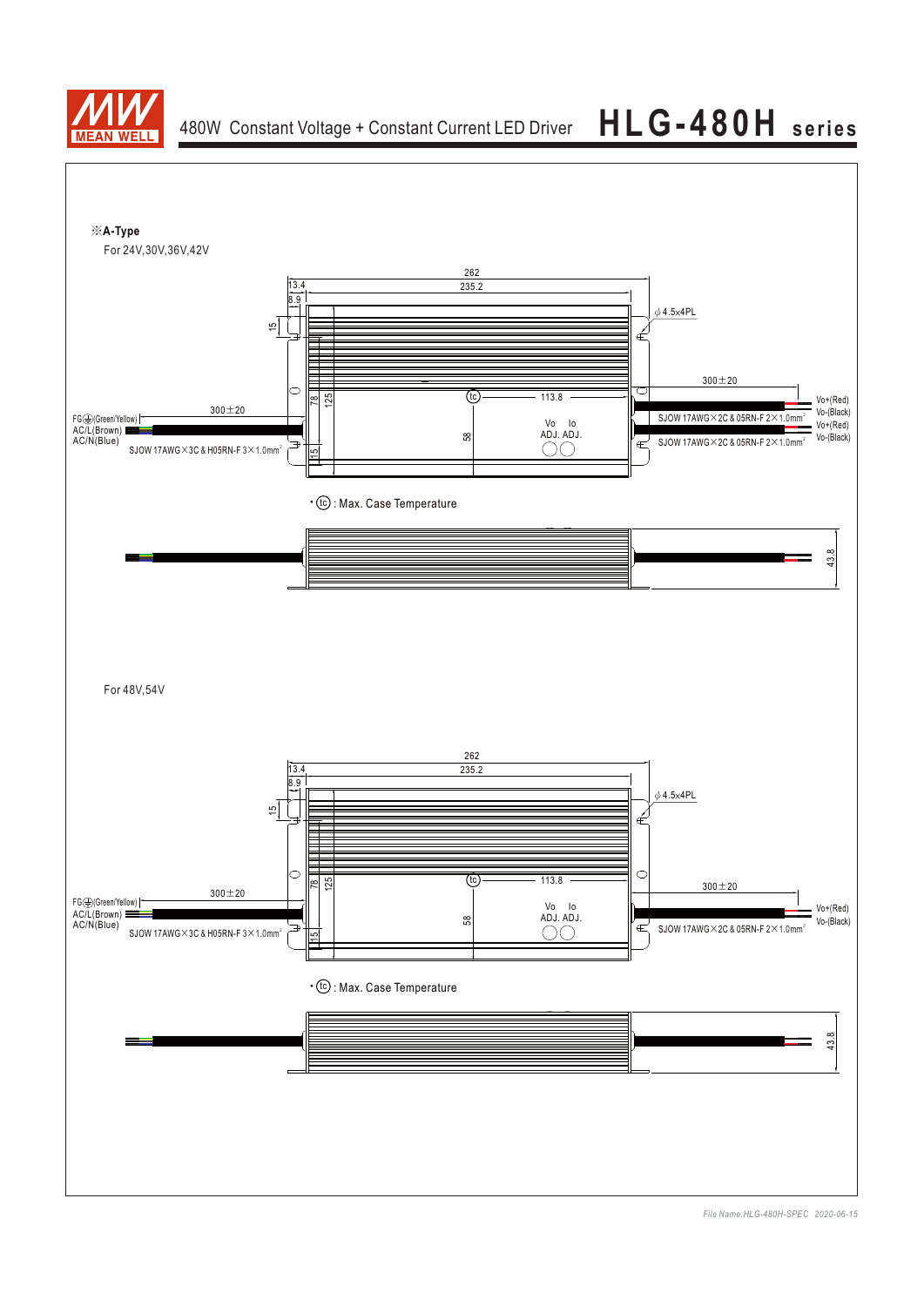※A-Type

For 24V,30V,36V,42V

262

13.4

235.2

8.9

φ4.5x4PL

15

300±20

78

125

tc

113.8

Vo+(Red)

Vo-(Black)

300±20

SJOW 17AWG×2C & 05RN-F 2×1.0mm²

Vo+(Red)

Vo-(Black)

FG⏚(Green/Yellow)

AC/L(Brown)

AC/N(Blue)

Vo Io

ADJ. ADJ.

58

SJOW 17AWG×2C & 05RN-F 2×1.0mm²

SJOW 17AWG×3C & H05RN-F 3×1.0mm²

15

• tc : Max. Case Temperature

43.8

For 48V,54V

262

13.4

235.2

8.9

φ4.5x4PL

15

78

125

tc

113.8

300±20

300±20

FG⏚(Green/Yellow)

AC/L(Brown)

AC/N(Blue)

Vo Io

ADJ. ADJ.

Vo+(Red)

Vo-(Black)

58

SJOW 17AWG×2C & 05RN-F 2×1.0mm²

SJOW 17AWG×3C & H05RN-F 3×1.0mm²

15

• tc : Max. Case Temperature

43.8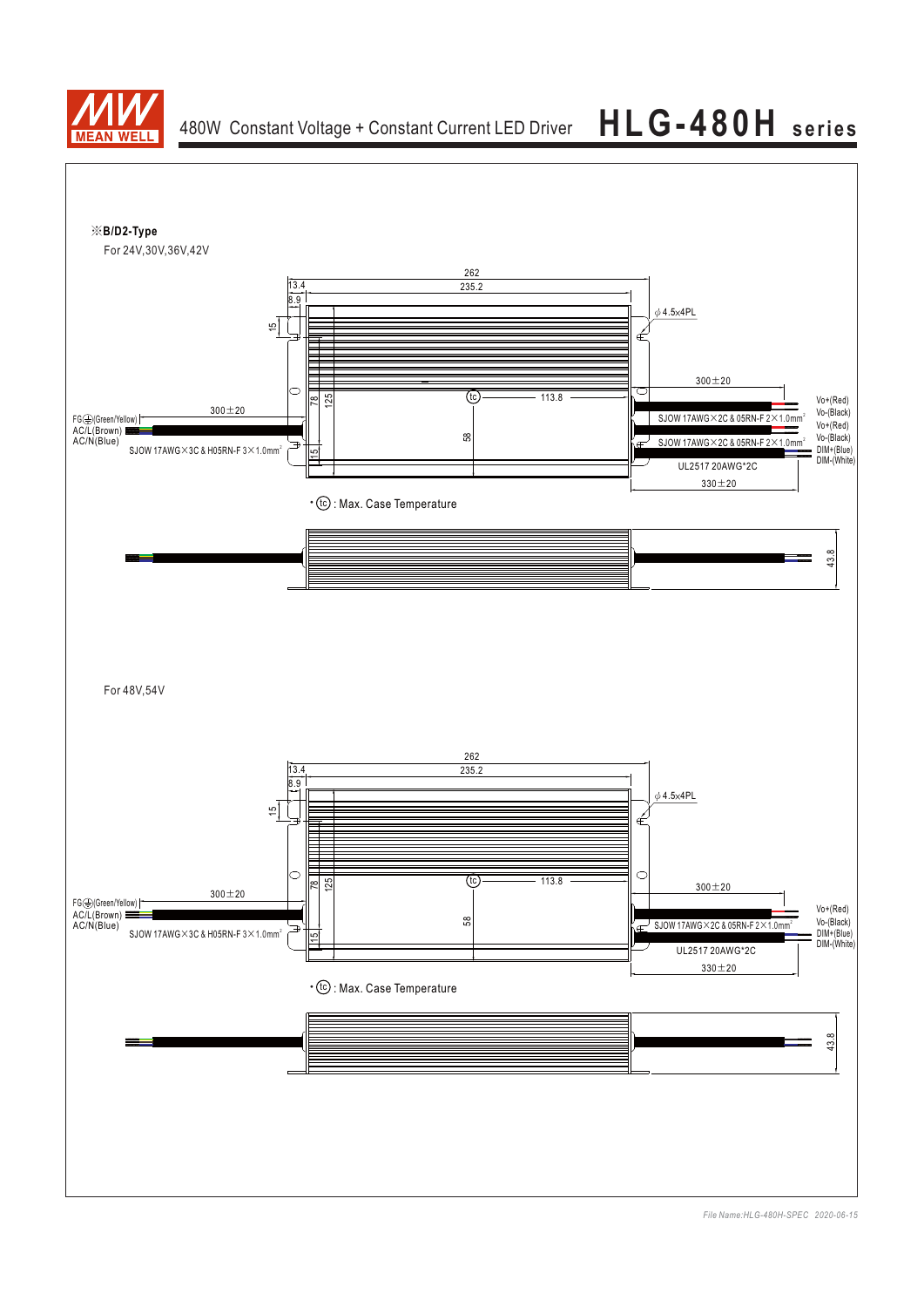## ※B/D2-Type

For 24V,30V,36V,42V

262

235.2

13.4

8.9

15

ϕ4.5x4PL

300±20

78

125

tc

113.8

FG⏚(Green/Yellow)

AC/L(Brown)

AC/N(Blue)

300±20

SJOW 17AWG×3C & H05RN-F 3×1.0mm²

58

15

SJOW 17AWG×2C & 05RN-F 2×1.0mm²

SJOW 17AWG×2C & 05RN-F 2×1.0mm²

UL2517 20AWG*2C

330±20

Vo+(Red)

Vo-(Black)

Vo+(Red)

Vo-(Black)

DIM+(Blue)

DIM-(White)

• tc : Max. Case Temperature

43.8

For 48V,54V

262

235.2

13.4

8.9

15

ϕ4.5x4PL

78

125

tc

113.8

300±20

FG⏚(Green/Yellow)

AC/L(Brown)

AC/N(Blue)

300±20

SJOW 17AWG×3C & H05RN-F 3×1.0mm²

58

15

SJOW 17AWG×2C & 05RN-F 2×1.0mm²

UL2517 20AWG*2C

330±20

Vo+(Red)

Vo-(Black)

DIM+(Blue)

DIM-(White)

• tc : Max. Case Temperature

43.8

*File Name:HLG-480H-SPEC 2020-06-15*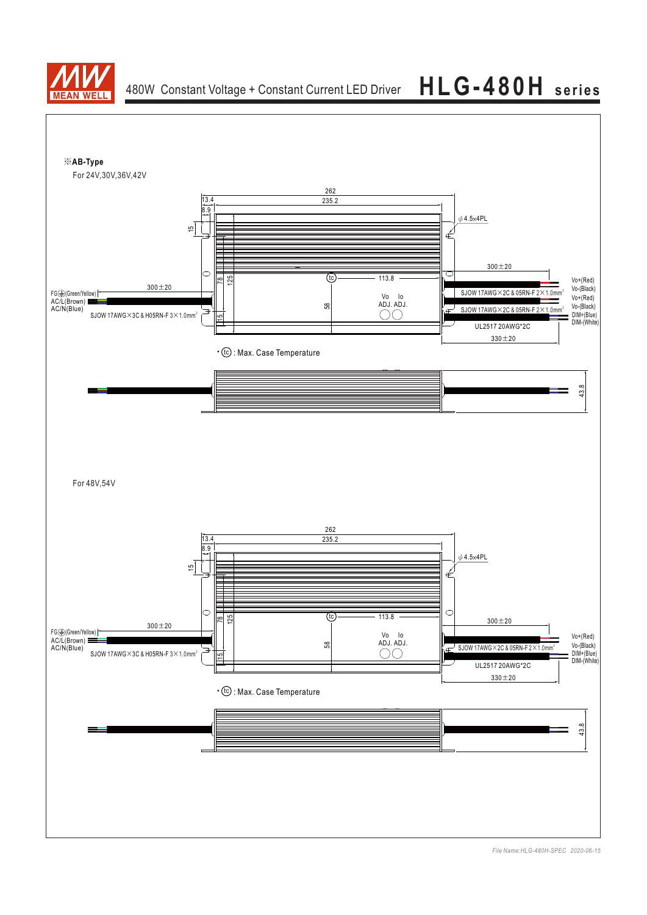※**AB-Type**

For 24V,30V,36V,42V

262
13.4
235.2
8.9
ϕ4.5x4PL
15
300±20
Vo+(Red)
Vo-(Black)
Vo+(Red)
Vo-(Black)
DIM+(Blue)
DIM-(White)
tc
113.8
FG⏚(Green/Yellow)
AC/L(Brown)
AC/N(Blue)
300±20
78
125
SJOW 17AWG×2C & 05RN-F 2×1.0mm²
Vo ADJ. Io ADJ.
58
SJOW 17AWG×2C & 05RN-F 2×1.0mm²
SJOW 17AWG×3C & H05RN-F 3×1.0mm²
15
UL2517 20AWG*2C
330±20

• tc : Max. Case Temperature

43.8

For 48V,54V

262
13.4
235.2
8.9
ϕ4.5x4PL
15
tc
113.8
300±20
FG⏚(Green/Yellow)
AC/L(Brown)
AC/N(Blue)
300±20
78
125
Vo ADJ. Io ADJ.
58
Vo+(Red)
Vo-(Black)
DIM+(Blue)
DIM-(White)
SJOW 17AWG×2C & 05RN-F 2×1.0mm²
SJOW 17AWG×3C & H05RN-F 3×1.0mm²
15
UL2517 20AWG*2C
330±20

• tc : Max. Case Temperature

43.8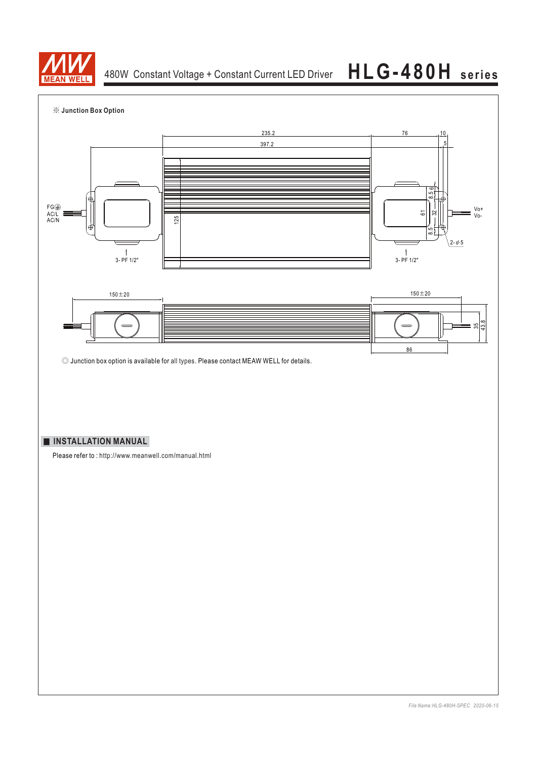※ **Junction Box Option**

235.2

76

10

397.2

5

FG⏚
AC/L
AC/N

125

8.5

6

61

32

8.5

Vo+
Vo-

2-φ5

3- PF 1/2"

3- PF 1/2"

150±20

150±20

35

43.8

86

◎ Junction box option is available for all types. Please contact MEAW WELL for details.

## INSTALLATION MANUAL

Please refer to : http://www.meanwell.com/manual.html